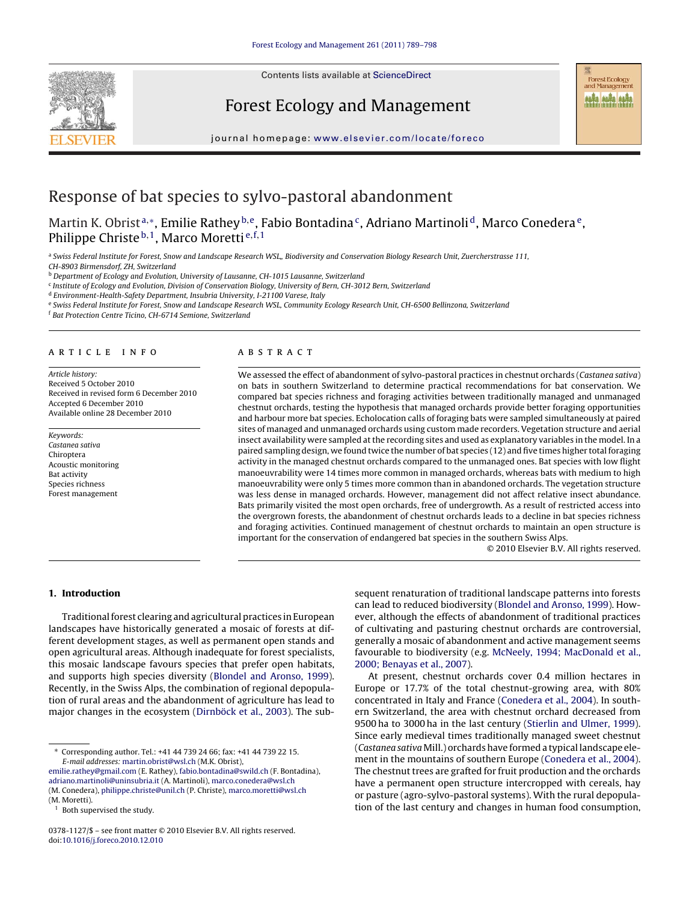# Response of bat species to sylvo-pastoral abandonment

Martin K. Obrist[a,*], Emilie Rathey[b,e], Fabio Bontadina[c], Adriano Martinoli[d], Marco Conedera[e], Philippe Christe[b,1], Marco Moretti[e,f,1]

[a] Swiss Federal Institute for Forest, Snow and Landscape Research WSL, Biodiversity and Conservation Biology Research Unit, Zuercherstrasse 111, CH-8903 Birmensdorf, ZH, Switzerland

[b] Department of Ecology and Evolution, University of Lausanne, CH-1015 Lausanne, Switzerland

[c] Institute of Ecology and Evolution, Division of Conservation Biology, University of Bern, CH-3012 Bern, Switzerland

[d] Environment-Health-Safety Department, Insubria University, I-21100 Varese, Italy

[e] Swiss Federal Institute for Forest, Snow and Landscape Research WSL, Community Ecology Research Unit, CH-6500 Bellinzona, Switzerland

[f] Bat Protection Centre Ticino, CH-6714 Semione, Switzerland

## Article info

*Article history:*
Received 5 October 2010
Received in revised form 6 December 2010
Accepted 6 December 2010
Available online 28 December 2010

*Keywords:*
*Castanea sativa*
Chiroptera
Acoustic monitoring
Bat activity
Species richness
Forest management

## Abstract

We assessed the effect of abandonment of sylvo-pastoral practices in chestnut orchards (*Castanea sativa*) on bats in southern Switzerland to determine practical recommendations for bat conservation. We compared bat species richness and foraging activities between traditionally managed and unmanaged chestnut orchards, testing the hypothesis that managed orchards provide better foraging opportunities and harbour more bat species. Echolocation calls of foraging bats were sampled simultaneously at paired sites of managed and unmanaged orchards using custom made recorders. Vegetation structure and aerial insect availability were sampled at the recording sites and used as explanatory variables in the model. In a paired sampling design, we found twice the number of bat species (12) and five times higher total foraging activity in the managed chestnut orchards compared to the unmanaged ones. Bat species with low flight manoeuvrability were 14 times more common in managed orchards, whereas bats with medium to high manoeuvrability were only 5 times more common than in abandoned orchards. The vegetation structure was less dense in managed orchards. However, management did not affect relative insect abundance. Bats primarily visited the most open orchards, free of undergrowth. As a result of restricted access into the overgrown forests, the abandonment of chestnut orchards leads to a decline in bat species richness and foraging activities. Continued management of chestnut orchards to maintain an open structure is important for the conservation of endangered bat species in the southern Swiss Alps.

© 2010 Elsevier B.V. All rights reserved.

## 1. Introduction

Traditional forest clearing and agricultural practices in European landscapes have historically generated a mosaic of forests at different development stages as well as permanent open stands and open agricultural areas. Although inadequate for forest specialists, this mosaic landscape favours species that prefer open habitats, and supports high species diversity (Blondel and Aronso, 1999). Recently, in the Swiss Alps, the combination of regional depopulation of rural areas and the abandonment of agriculture has lead to major changes in the ecosystem (Dirnböck et al., 2003). The subsequent renaturation of traditional landscape patterns into forests can lead to reduced biodiversity (Blondel and Aronso, 1999). However, although the effects of abandonment of traditional practices of cultivating and pasturing chestnut orchards are controversial, generally a mosaic of abandonment and active management seems favourable to biodiversity (e.g. McNeely, 1994; MacDonald et al., 2000; Benayas et al., 2007).

At present, chestnut orchards cover 0.4 million hectares in Europe or 17.7% of the total chestnut-growing area, with 80% concentrated in Italy and France (Conedera et al., 2004). In southern Switzerland, the area with chestnut orchard decreased from 9500 ha to 3000 ha in the last century (Stierlin and Ulmer, 1999). Since early medieval times traditionally managed sweet chestnut (*Castanea sativa* Mill.) orchards have formed a typical landscape element in the mountains of southern Europe (Conedera et al., 2004). The chestnut trees are grafted for fruit production and the orchards have a permanent open structure intercropped with cereals, hay or pasture (agro-sylvo-pastoral systems). With the rural depopulation of the last century and changes in human food consumption,

---

* Corresponding author. Tel.: +41 44 739 24 66; fax: +41 44 739 22 15.
*E-mail addresses:* martin.obrist@wsl.ch (M.K. Obrist), emilie.rathey@gmail.com (E. Rathey), fabio.bontadina@swild.ch (F. Bontadina), adriano.martinoli@uninsubria.it (A. Martinoli), marco.conedera@wsl.ch (M. Conedera), philippe.christe@unil.ch (P. Christe), marco.moretti@wsl.ch (M. Moretti).

[1] Both supervised the study.

0378-1127/$ – see front matter © 2010 Elsevier B.V. All rights reserved.
doi:10.1016/j.foreco.2010.12.010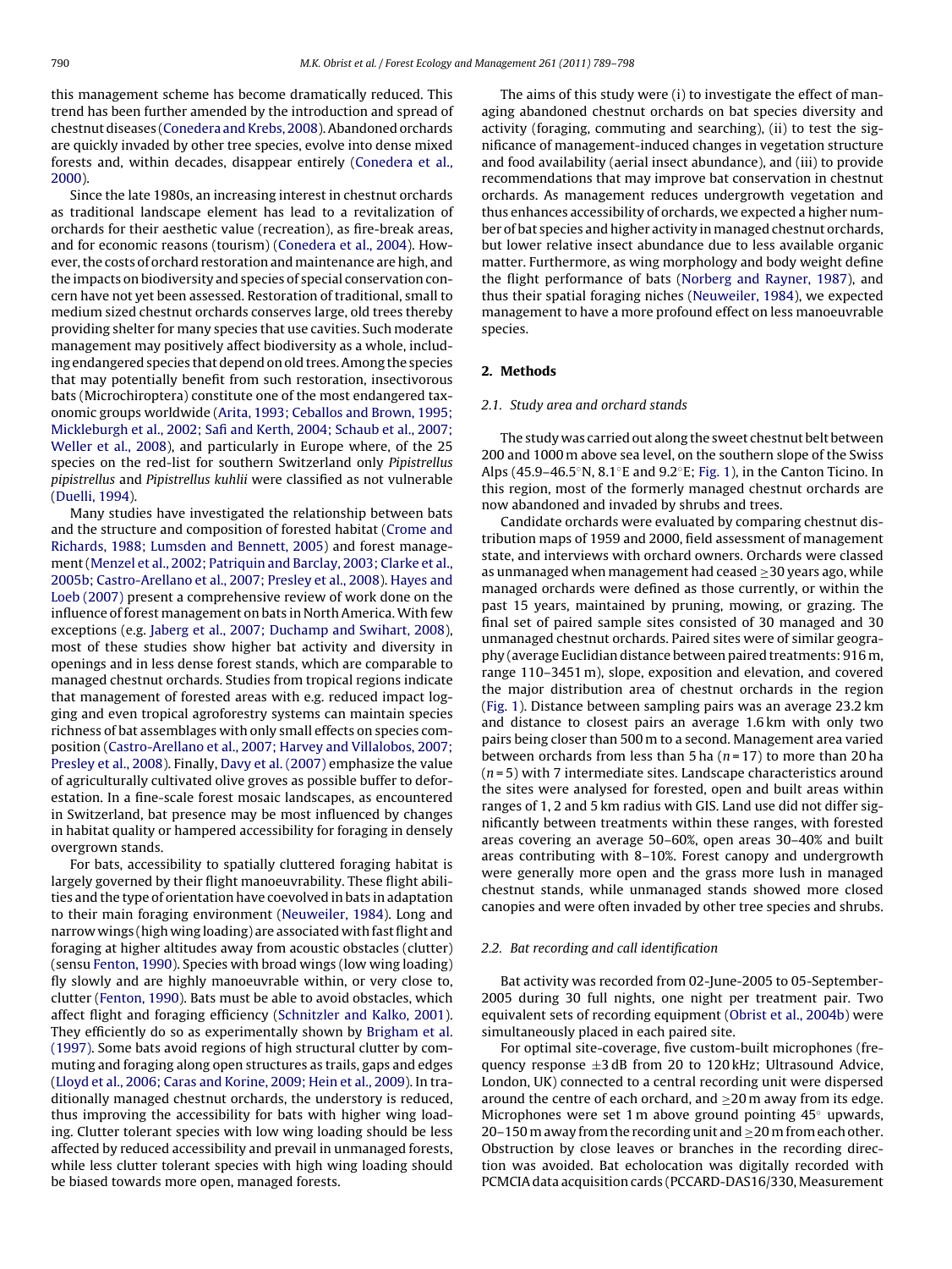this management scheme has become dramatically reduced. This trend has been further amended by the introduction and spread of chestnut diseases (Conedera and Krebs, 2008). Abandoned orchards are quickly invaded by other tree species, evolve into dense mixed forests and, within decades, disappear entirely (Conedera et al., 2000).

Since the late 1980s, an increasing interest in chestnut orchards as traditional landscape element has lead to a revitalization of orchards for their aesthetic value (recreation), as fire-break areas, and for economic reasons (tourism) (Conedera et al., 2004). However, the costs of orchard restoration and maintenance are high, and the impacts on biodiversity and species of special conservation concern have not yet been assessed. Restoration of traditional, small to medium sized chestnut orchards conserves large, old trees thereby providing shelter for many species that use cavities. Such moderate management may positively affect biodiversity as a whole, including endangered species that depend on old trees. Among the species that may potentially benefit from such restoration, insectivorous bats (Microchiroptera) constitute one of the most endangered taxonomic groups worldwide (Arita, 1993; Ceballos and Brown, 1995; Mickleburgh et al., 2002; Safi and Kerth, 2004; Schaub et al., 2007; Weller et al., 2008), and particularly in Europe where, of the 25 species on the red-list for southern Switzerland only *Pipistrellus pipistrellus* and *Pipistrellus kuhlii* were classified as not vulnerable (Duelli, 1994).

Many studies have investigated the relationship between bats and the structure and composition of forested habitat (Crome and Richards, 1988; Lumsden and Bennett, 2005) and forest management (Menzel et al., 2002; Patriquin and Barclay, 2003; Clarke et al., 2005b; Castro-Arellano et al., 2007; Presley et al., 2008). Hayes and Loeb (2007) present a comprehensive review of work done on the influence of forest management on bats in North America. With few exceptions (e.g. Jaberg et al., 2007; Duchamp and Swihart, 2008), most of these studies show higher bat activity and diversity in openings and in less dense forest stands, which are comparable to managed chestnut orchards. Studies from tropical regions indicate that management of forested areas with e.g. reduced impact logging and even tropical agroforestry systems can maintain species richness of bat assemblages with only small effects on species composition (Castro-Arellano et al., 2007; Harvey and Villalobos, 2007; Presley et al., 2008). Finally, Davy et al. (2007) emphasize the value of agriculturally cultivated olive groves as possible buffer to deforestation. In a fine-scale forest mosaic landscapes, as encountered in Switzerland, bat presence may be most influenced by changes in habitat quality or hampered accessibility for foraging in densely overgrown stands.

For bats, accessibility to spatially cluttered foraging habitat is largely governed by their flight manoeuvrability. These flight abilities and the type of orientation have coevolved in bats in adaptation to their main foraging environment (Neuweiler, 1984). Long and narrow wings (high wing loading) are associated with fast flight and foraging at higher altitudes away from acoustic obstacles (clutter) (sensu Fenton, 1990). Species with broad wings (low wing loading) fly slowly and are highly manoeuvrable within, or very close to, clutter (Fenton, 1990). Bats must be able to avoid obstacles, which affect flight and foraging efficiency (Schnitzler and Kalko, 2001). They efficiently do so as experimentally shown by Brigham et al. (1997). Some bats avoid regions of high structural clutter by commuting and foraging along open structures as trails, gaps and edges (Lloyd et al., 2006; Caras and Korine, 2009; Hein et al., 2009). In traditionally managed chestnut orchards, the understory is reduced, thus improving the accessibility for bats with higher wing loading. Clutter tolerant species with low wing loading should be less affected by reduced accessibility and prevail in unmanaged forests, while less clutter tolerant species with high wing loading should be biased towards more open, managed forests.

The aims of this study were (i) to investigate the effect of managing abandoned chestnut orchards on bat species diversity and activity (foraging, commuting and searching), (ii) to test the significance of management-induced changes in vegetation structure and food availability (aerial insect abundance), and (iii) to provide recommendations that may improve bat conservation in chestnut orchards. As management reduces undergrowth vegetation and thus enhances accessibility of orchards, we expected a higher number of bat species and higher activity in managed chestnut orchards, but lower relative insect abundance due to less available organic matter. Furthermore, as wing morphology and body weight define the flight performance of bats (Norberg and Rayner, 1987), and thus their spatial foraging niches (Neuweiler, 1984), we expected management to have a more profound effect on less manoeuvrable species.

## 2. Methods

### 2.1. Study area and orchard stands

The study was carried out along the sweet chestnut belt between 200 and 1000 m above sea level, on the southern slope of the Swiss Alps (45.9–46.5°N, 8.1°E and 9.2°E; Fig. 1), in the Canton Ticino. In this region, most of the formerly managed chestnut orchards are now abandoned and invaded by shrubs and trees.

Candidate orchards were evaluated by comparing chestnut distribution maps of 1959 and 2000, field assessment of management state, and interviews with orchard owners. Orchards were classed as unmanaged when management had ceased ≥30 years ago, while managed orchards were defined as those currently, or within the past 15 years, maintained by pruning, mowing, or grazing. The final set of paired sample sites consisted of 30 managed and 30 unmanaged chestnut orchards. Paired sites were of similar geography (average Euclidian distance between paired treatments: 916 m, range 110–3451 m), slope, exposition and elevation, and covered the major distribution area of chestnut orchards in the region (Fig. 1). Distance between sampling pairs was an average 23.2 km and distance to closest pairs an average 1.6 km with only two pairs being closer than 500 m to a second. Management area varied between orchards from less than 5 ha ($n = 17$) to more than 20 ha ($n = 5$) with 7 intermediate sites. Landscape characteristics around the sites were analysed for forested, open and built areas within ranges of 1, 2 and 5 km radius with GIS. Land use did not differ significantly between treatments within these ranges, with forested areas covering an average 50–60%, open areas 30–40% and built areas contributing with 8–10%. Forest canopy and undergrowth were generally more open and the grass more lush in managed chestnut stands, while unmanaged stands showed more closed canopies and were often invaded by other tree species and shrubs.

### 2.2. Bat recording and call identification

Bat activity was recorded from 02-June-2005 to 05-September-2005 during 30 full nights, one night per treatment pair. Two equivalent sets of recording equipment (Obrist et al., 2004b) were simultaneously placed in each paired site.

For optimal site-coverage, five custom-built microphones (frequency response ±3 dB from 20 to 120 kHz; Ultrasound Advice, London, UK) connected to a central recording unit were dispersed around the centre of each orchard, and ≥20 m away from its edge. Microphones were set 1 m above ground pointing 45° upwards, 20–150 m away from the recording unit and ≥20 m from each other. Obstruction by close leaves or branches in the recording direction was avoided. Bat echolocation was digitally recorded with PCMCIA data acquisition cards (PCCARD-DAS16/330, Measurement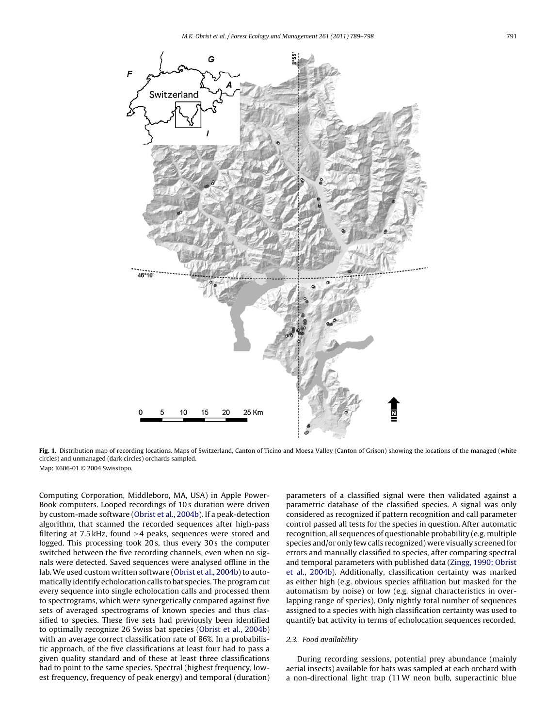**Fig. 1.** Distribution map of recording locations. Maps of Switzerland, Canton of Ticino and Moesa Valley (Canton of Grison) showing the locations of the managed (white circles) and unmanaged (dark circles) orchards sampled.
Map: K606-01 © 2004 Swisstopo.

Computing Corporation, Middleboro, MA, USA) in Apple PowerBook computers. Looped recordings of 10 s duration were driven by custom-made software (Obrist et al., 2004b). If a peak-detection algorithm, that scanned the recorded sequences after high-pass filtering at 7.5 kHz, found ≥4 peaks, sequences were stored and logged. This processing took 20 s, thus every 30 s the computer switched between the five recording channels, even when no signals were detected. Saved sequences were analysed offline in the lab. We used custom written software (Obrist et al., 2004b) to automatically identify echolocation calls to bat species. The program cut every sequence into single echolocation calls and processed them to spectrograms, which were synergetically compared against five sets of averaged spectrograms of known species and thus classified to species. These five sets had previously been identified to optimally recognize 26 Swiss bat species (Obrist et al., 2004b) with an average correct classification rate of 86%. In a probabilistic approach, of the five classifications at least four had to pass a given quality standard and of these at least three classifications had to point to the same species. Spectral (highest frequency, lowest frequency, frequency of peak energy) and temporal (duration) parameters of a classified signal were then validated against a parametric database of the classified species. A signal was only considered as recognized if pattern recognition and call parameter control passed all tests for the species in question. After automatic recognition, all sequences of questionable probability (e.g. multiple species and/or only few calls recognized) were visually screened for errors and manually classified to species, after comparing spectral and temporal parameters with published data (Zingg, 1990; Obrist et al., 2004b). Additionally, classification certainty was marked as either high (e.g. obvious species affiliation but masked for the automatism by noise) or low (e.g. signal characteristics in overlapping range of species). Only nightly total number of sequences assigned to a species with high classification certainty was used to quantify bat activity in terms of echolocation sequences recorded.

### 2.3. Food availability

During recording sessions, potential prey abundance (mainly aerial insects) available for bats was sampled at each orchard with a non-directional light trap (11 W neon bulb, superactinic blue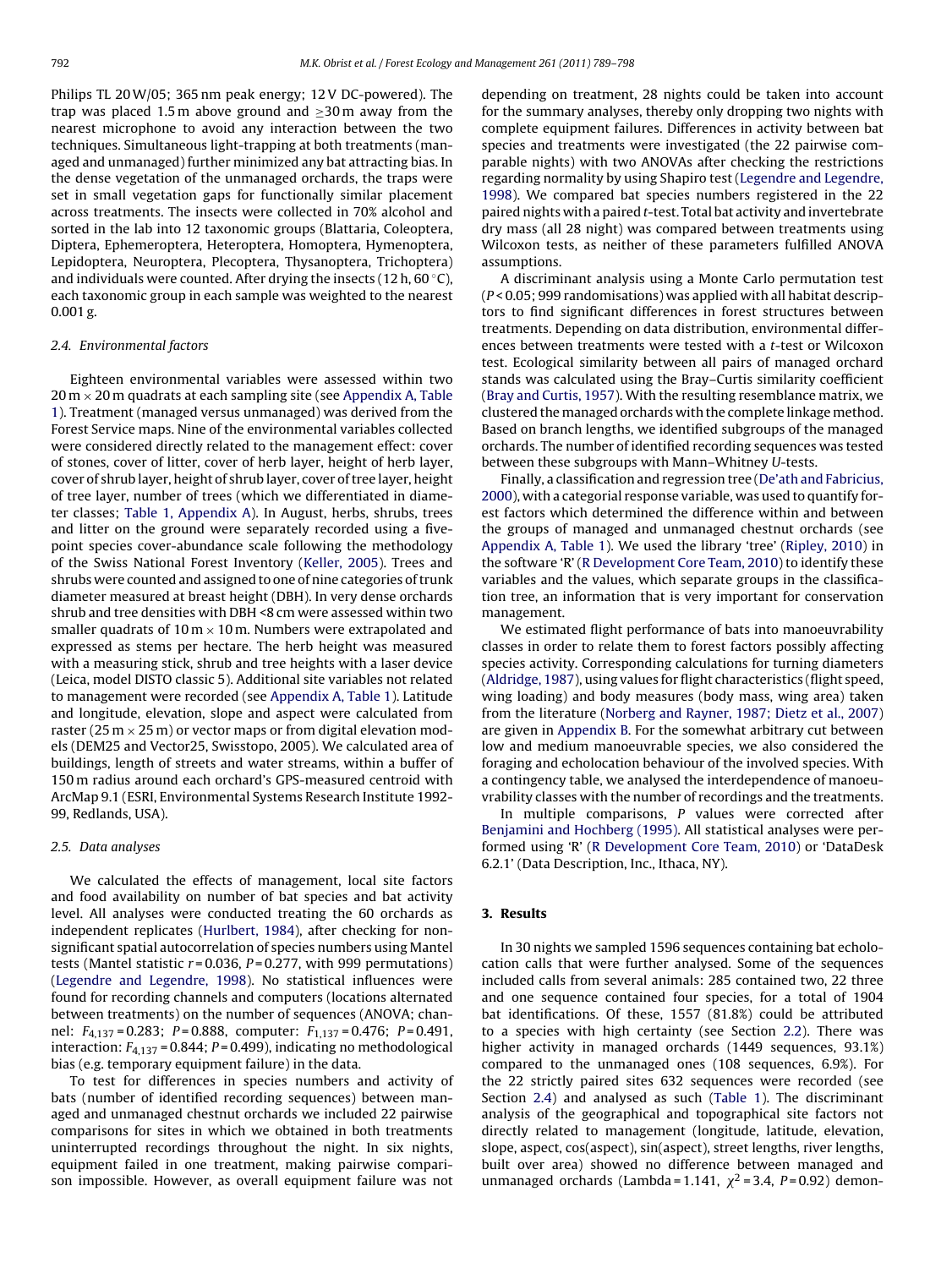Philips TL 20 W/05; 365 nm peak energy; 12 V DC-powered). The trap was placed 1.5 m above ground and ≥30 m away from the nearest microphone to avoid any interaction between the two techniques. Simultaneous light-trapping at both treatments (managed and unmanaged) further minimized any bat attracting bias. In the dense vegetation of the unmanaged orchards, the traps were set in small vegetation gaps for functionally similar placement across treatments. The insects were collected in 70% alcohol and sorted in the lab into 12 taxonomic groups (Blattaria, Coleoptera, Diptera, Ephemeroptera, Heteroptera, Homoptera, Hymenoptera, Lepidoptera, Neuroptera, Plecoptera, Thysanoptera, Trichoptera) and individuals were counted. After drying the insects (12 h, 60 °C), each taxonomic group in each sample was weighted to the nearest 0.001 g.

### 2.4. Environmental factors

Eighteen environmental variables were assessed within two 20 m × 20 m quadrats at each sampling site (see Appendix A, Table 1). Treatment (managed versus unmanaged) was derived from the Forest Service maps. Nine of the environmental variables collected were considered directly related to the management effect: cover of stones, cover of litter, cover of herb layer, height of herb layer, cover of shrub layer, height of shrub layer, cover of tree layer, height of tree layer, number of trees (which we differentiated in diameter classes; Table 1, Appendix A). In August, herbs, shrubs, trees and litter on the ground were separately recorded using a five-point species cover-abundance scale following the methodology of the Swiss National Forest Inventory (Keller, 2005). Trees and shrubs were counted and assigned to one of nine categories of trunk diameter measured at breast height (DBH). In very dense orchards shrub and tree densities with DBH <8 cm were assessed within two smaller quadrats of 10 m × 10 m. Numbers were extrapolated and expressed as stems per hectare. The herb height was measured with a measuring stick, shrub and tree heights with a laser device (Leica, model DISTO classic 5). Additional site variables not related to management were recorded (see Appendix A, Table 1). Latitude and longitude, elevation, slope and aspect were calculated from raster (25 m × 25 m) or vector maps or from digital elevation models (DEM25 and Vector25, Swisstopo, 2005). We calculated area of buildings, length of streets and water streams, within a buffer of 150 m radius around each orchard's GPS-measured centroid with ArcMap 9.1 (ESRI, Environmental Systems Research Institute 1992-99, Redlands, USA).

### 2.5. Data analyses

We calculated the effects of management, local site factors and food availability on number of bat species and bat activity level. All analyses were conducted treating the 60 orchards as independent replicates (Hurlbert, 1984), after checking for non-significant spatial autocorrelation of species numbers using Mantel tests (Mantel statistic $r$ = 0.036, $P$ = 0.277, with 999 permutations) (Legendre and Legendre, 1998). No statistical influences were found for recording channels and computers (locations alternated between treatments) on the number of sequences (ANOVA; channel: $F_{4,137} = 0.283$; $P = 0.888$, computer: $F_{1,137} = 0.476$; $P = 0.491$, interaction: $F_{4,137} = 0.844$; $P = 0.499$), indicating no methodological bias (e.g. temporary equipment failure) in the data.

To test for differences in species numbers and activity of bats (number of identified recording sequences) between managed and unmanaged chestnut orchards we included 22 pairwise comparisons for sites in which we obtained in both treatments uninterrupted recordings throughout the night. In six nights, equipment failed in one treatment, making pairwise comparison impossible. However, as overall equipment failure was not depending on treatment, 28 nights could be taken into account for the summary analyses, thereby only dropping two nights with complete equipment failures. Differences in activity between bat species and treatments were investigated (the 22 pairwise comparable nights) with two ANOVAs after checking the restrictions regarding normality by using Shapiro test (Legendre and Legendre, 1998). We compared bat species numbers registered in the 22 paired nights with a paired $t$-test. Total bat activity and invertebrate dry mass (all 28 night) was compared between treatments using Wilcoxon tests, as neither of these parameters fulfilled ANOVA assumptions.

A discriminant analysis using a Monte Carlo permutation test ($P$ < 0.05; 999 randomisations) was applied with all habitat descriptors to find significant differences in forest structures between treatments. Depending on data distribution, environmental differences between treatments were tested with a $t$-test or Wilcoxon test. Ecological similarity between all pairs of managed orchard stands was calculated using the Bray–Curtis similarity coefficient (Bray and Curtis, 1957). With the resulting resemblance matrix, we clustered the managed orchards with the complete linkage method. Based on branch lengths, we identified subgroups of the managed orchards. The number of identified recording sequences was tested between these subgroups with Mann–Whitney $U$-tests.

Finally, a classification and regression tree (De'ath and Fabricius, 2000), with a categorial response variable, was used to quantify forest factors which determined the difference within and between the groups of managed and unmanaged chestnut orchards (see Appendix A, Table 1). We used the library 'tree' (Ripley, 2010) in the software 'R' (R Development Core Team, 2010) to identify these variables and the values, which separate groups in the classification tree, an information that is very important for conservation management.

We estimated flight performance of bats into manoeuvrability classes in order to relate them to forest factors possibly affecting species activity. Corresponding calculations for turning diameters (Aldridge, 1987), using values for flight characteristics (flight speed, wing loading) and body measures (body mass, wing area) taken from the literature (Norberg and Rayner, 1987; Dietz et al., 2007) are given in Appendix B. For the somewhat arbitrary cut between low and medium manoeuvrable species, we also considered the foraging and echolocation behaviour of the involved species. With a contingency table, we analysed the interdependence of manoeuvrability classes with the number of recordings and the treatments.

In multiple comparisons, $P$ values were corrected after Benjamini and Hochberg (1995). All statistical analyses were performed using 'R' (R Development Core Team, 2010) or 'DataDesk 6.2.1' (Data Description, Inc., Ithaca, NY).

## 3. Results

In 30 nights we sampled 1596 sequences containing bat echolocation calls that were further analysed. Some of the sequences included calls from several animals: 285 contained two, 22 three and one sequence contained four species, for a total of 1904 bat identifications. Of these, 1557 (81.8%) could be attributed to a species with high certainty (see Section 2.2). There was higher activity in managed orchards (1449 sequences, 93.1%) compared to the unmanaged ones (108 sequences, 6.9%). For the 22 strictly paired sites 632 sequences were recorded (see Section 2.4) and analysed as such (Table 1). The discriminant analysis of the geographical and topographical site factors not directly related to management (longitude, latitude, elevation, slope, aspect, cos(aspect), sin(aspect), street lengths, river lengths, built over area) showed no difference between managed and unmanaged orchards (Lambda = 1.141, $\chi^2$ = 3.4, $P$ = 0.92) demon-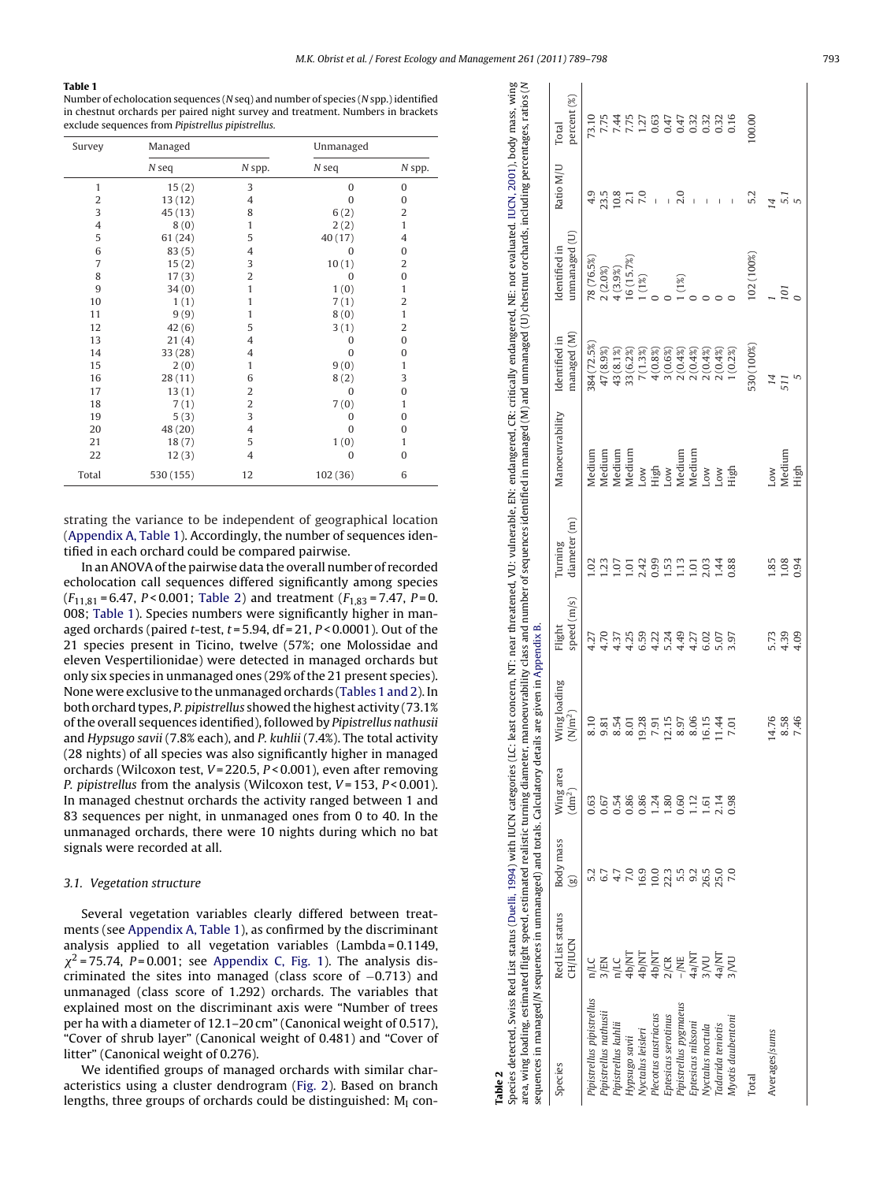**Table 1**
Number of echolocation sequences (*N* seq) and number of species (*N* spp.) identified in chestnut orchards per paired night survey and treatment. Numbers in brackets exclude sequences from *Pipistrellus pipistrellus*.

| Survey | Managed | | Unmanaged | |
|---|---|---|---|---|
| | *N* seq | *N* spp. | *N* seq | *N* spp. |
| 1 | 15 (2) | 3 | 0 | 0 |
| 2 | 13 (12) | 4 | 0 | 0 |
| 3 | 45 (13) | 8 | 6 (2) | 2 |
| 4 | 8 (0) | 1 | 2 (2) | 1 |
| 5 | 61 (24) | 5 | 40 (17) | 4 |
| 6 | 83 (5) | 4 | 0 | 0 |
| 7 | 15 (2) | 3 | 10 (1) | 2 |
| 8 | 17 (3) | 2 | 0 | 0 |
| 9 | 34 (0) | 1 | 1 (0) | 1 |
| 10 | 1 (1) | 1 | 7 (1) | 2 |
| 11 | 9 (9) | 1 | 8 (0) | 1 |
| 12 | 42 (6) | 5 | 3 (1) | 2 |
| 13 | 21 (4) | 4 | 0 | 0 |
| 14 | 33 (28) | 4 | 0 | 0 |
| 15 | 2 (0) | 1 | 9 (0) | 1 |
| 16 | 28 (11) | 6 | 8 (2) | 3 |
| 17 | 13 (1) | 2 | 0 | 0 |
| 18 | 7 (1) | 2 | 7 (0) | 1 |
| 19 | 5 (3) | 3 | 0 | 0 |
| 20 | 48 (20) | 4 | 0 | 0 |
| 21 | 18 (7) | 5 | 1 (0) | 1 |
| 22 | 12 (3) | 4 | 0 | 0 |
| Total | 530 (155) | 12 | 102 (36) | 6 |

strating the variance to be independent of geographical location (Appendix A, Table 1). Accordingly, the number of sequences identified in each orchard could be compared pairwise.

In an ANOVA of the pairwise data the overall number of recorded echolocation call sequences differed significantly among species ($F_{11,81}$ = 6.47, $P$ < 0.001; Table 2) and treatment ($F_{1,83}$ = 7.47, $P$ = 0.008; Table 1). Species numbers were significantly higher in managed orchards (paired *t*-test, $t$ = 5.94, df = 21, $P$ < 0.0001). Out of the 21 species present in Ticino, twelve (57%; one Molossidae and eleven Vespertilionidae) were detected in managed orchards but only six species in unmanaged ones (29% of the 21 present species). None were exclusive to the unmanaged orchards (Tables 1 and 2). In both orchard types, *P. pipistrellus* showed the highest activity (73.1% of the overall sequences identified), followed by *Pipistrellus nathusii* and *Hypsugo savii* (7.8% each), and *P. kuhlii* (7.4%). The total activity (28 nights) of all species was also significantly higher in managed orchards (Wilcoxon test, $V$ = 220.5, $P$ < 0.001), even after removing *P. pipistrellus* from the analysis (Wilcoxon test, $V$ = 153, $P$ < 0.001). In managed chestnut orchards the activity ranged between 1 and 83 sequences per night, in unmanaged ones from 0 to 40. In the unmanaged orchards, there were 10 nights during which no bat signals were recorded at all.

### 3.1. Vegetation structure

Several vegetation variables clearly differed between treatments (see Appendix A, Table 1), as confirmed by the discriminant analysis applied to all vegetation variables (Lambda = 0.1149, $\chi^2$ = 75.74, $P$ = 0.001; see Appendix C, Fig. 1). The analysis discriminated the sites into managed (class score of −0.713) and unmanaged (class score of 1.292) orchards. The variables that explained most on the discriminant axis were "Number of trees per ha with a diameter of 12.1–20 cm" (Canonical weight of 0.517), "Cover of shrub layer" (Canonical weight of 0.481) and "Cover of litter" (Canonical weight of 0.276).

We identified groups of managed orchards with similar characteristics using a cluster dendrogram (Fig. 2). Based on branch lengths, three groups of orchards could be distinguished: $M_I$ con-

**Table 2**
Species detected, Swiss Red List status (Duelli, 1994) with IUCN categories (LC: least concern, NT: near threatened, VU: vulnerable, EN: endangered, CR: critically endangered, NE: not evaluated. IUCN, 2001), body mass, wing area, wing loading, estimated flight speed, estimated realistic turning diameter, manoeuvrability class and number of sequences identified in managed (M) and unmanaged (U) chestnut orchards, including percentages, ratios (*N* sequences in managed/*N* sequences in unmanaged) and totals. Calculatory details are given in Appendix B.

| Species | Red List status CH/IUCN | Body mass (g) | Wing area (dm²) | Wing loading (N/m²) | Flight speed (m/s) | Turning diameter (m) | Manoeuvrability | Identified in managed (M) | Identified in unmanaged (U) | Ratio M/U | Total percent (%) |
|---|---|---|---|---|---|---|---|---|---|---|---|
| *Pipistrellus pipistrellus* | n/LC | 5.2 | 0.63 | 8.10 | 4.27 | 1.02 | Medium | 384 (72.5%) | 78 (76.5%) | 4.9 | 73.10 |
| *Pipistrellus nathusii* | 3/EN | 6.7 | 0.67 | 9.81 | 4.70 | 1.23 | Medium | 47 (8.9%) | 2 (2.0%) | 23.5 | 7.75 |
| *Pipistrellus kuhlii* | n/LC | 4.7 | 0.54 | 8.54 | 4.37 | 1.07 | Medium | 43 (8.1%) | 4 (3.9%) | 10.8 | 7.44 |
| *Hypsugo savii* | 4b/NT | 7.0 | 0.86 | 8.01 | 4.25 | 1.01 | Medium | 33 (6.2%) | 16 (15.7%) | 2.1 | 7.75 |
| *Nyctalus leisleri* | 4b/NT | 16.9 | 0.86 | 19.28 | 6.59 | 2.42 | Low | 7 (1.3%) | 1 (1%) | 7.0 | 1.27 |
| *Plecotus austriacus* | 4b/NT | 10.0 | 1.24 | 7.91 | 4.22 | 0.99 | High | 4 (0.8%) | 0 | – | 0.63 |
| *Eptesicus serotinus* | 2/CR | 22.3 | 1.80 | 12.15 | 5.24 | 1.53 | Low | 3 (0.6%) | 0 | – | 0.47 |
| *Pipistrellus pygmaeus* | –/NE | 5.5 | 0.60 | 8.97 | 4.49 | 1.13 | Medium | 2 (0.4%) | 1 (1%) | 2.0 | 0.47 |
| *Eptesicus nilssoni* | 4a/NT | 9.2 | 1.12 | 8.06 | 4.27 | 1.01 | Medium | 2 (0.4%) | 0 | – | 0.32 |
| *Nyctalus noctula* | 3/VU | 26.5 | 1.61 | 16.15 | 6.02 | 2.03 | Low | 2 (0.4%) | 0 | – | 0.32 |
| *Tadarida teniotis* | 4a/NT | 25.0 | 2.14 | 11.44 | 5.07 | 1.44 | Low | 2 (0.4%) | 0 | – | 0.32 |
| *Myotis daubentoni* | 3/VU | 7.0 | 0.98 | 7.01 | 3.97 | 0.88 | High | 1 (0.2%) | 0 | – | 0.16 |
| Total | | | | | | | | 530 (100%) | 102 (100%) | 5.2 | 100.00 |
| Averages/sums | | | | 14.76 | 5.73 | 1.85 | Low | *14* | *1* | *14* | |
| | | | | 8.58 | 4.39 | 1.08 | Medium | *511* | *101* | *5.1* | |
| | | | | 7.46 | 4.09 | 0.94 | High | *5* | *0* | *5* | |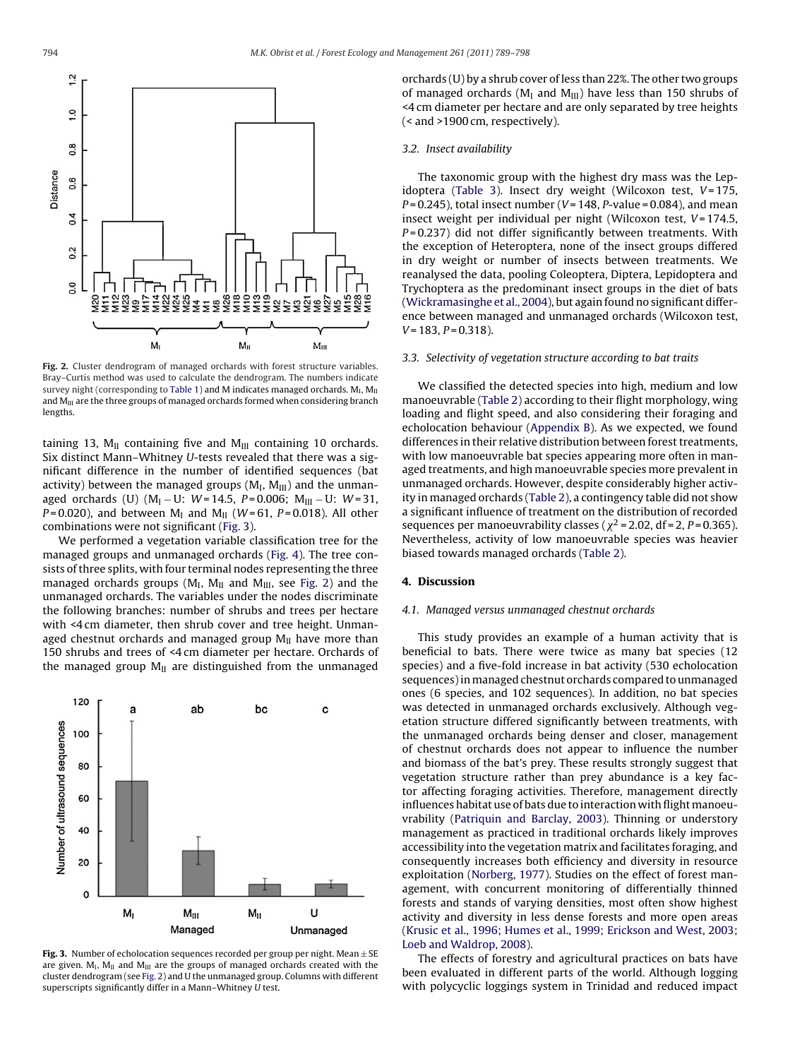Fig. 2. Cluster dendrogram of managed orchards with forest structure variables. Bray–Curtis method was used to calculate the dendrogram. The numbers indicate survey night (corresponding to Table 1) and M indicates managed orchards. $M_I$, $M_{II}$ and $M_{III}$ are the three groups of managed orchards formed when considering branch lengths.

taining 13, $M_{II}$ containing five and $M_{III}$ containing 10 orchards. Six distinct Mann–Whitney U-tests revealed that there was a significant difference in the number of identified sequences (bat activity) between the managed groups ($M_I$, $M_{III}$) and the unmanaged orchards (U) ($M_I$ – U: $W = 14.5$, $P = 0.006$; $M_{III}$ – U: $W = 31$, $P = 0.020$), and between $M_I$ and $M_{II}$ ($W = 61$, $P = 0.018$). All other combinations were not significant (Fig. 3).

We performed a vegetation variable classification tree for the managed groups and unmanaged orchards (Fig. 4). The tree consists of three splits, with four terminal nodes representing the three managed orchards groups ($M_I$, $M_{II}$ and $M_{III}$, see Fig. 2) and the unmanaged orchards. The variables under the nodes discriminate the following branches: number of shrubs and trees per hectare with <4 cm diameter, then shrub cover and tree height. Unmanaged chestnut orchards and managed group $M_{II}$ have more than 150 shrubs and trees of <4 cm diameter per hectare. Orchards of the managed group $M_{II}$ are distinguished from the unmanaged

Fig. 3. Number of echolocation sequences recorded per group per night. Mean ± SE are given. $M_I$, $M_{II}$ and $M_{III}$ are the groups of managed orchards created with the cluster dendrogram (see Fig. 2) and U the unmanaged group. Columns with different superscripts significantly differ in a Mann–Whitney U test.

orchards (U) by a shrub cover of less than 22%. The other two groups of managed orchards ($M_I$ and $M_{III}$) have less than 150 shrubs of <4 cm diameter per hectare and are only separated by tree heights (< and >1900 cm, respectively).

### 3.2. Insect availability

The taxonomic group with the highest dry mass was the Lepidoptera (Table 3). Insect dry weight (Wilcoxon test, $V = 175$, $P = 0.245$), total insect number ($V = 148$, P-value = 0.084), and mean insect weight per individual per night (Wilcoxon test, $V = 174.5$, $P = 0.237$) did not differ significantly between treatments. With the exception of Heteroptera, none of the insect groups differed in dry weight or number of insects between treatments. We reanalysed the data, pooling Coleoptera, Diptera, Lepidoptera and Trychoptera as the predominant insect groups in the diet of bats (Wickramasinghe et al., 2004), but again found no significant difference between managed and unmanaged orchards (Wilcoxon test, $V = 183$, $P = 0.318$).

### 3.3. Selectivity of vegetation structure according to bat traits

We classified the detected species into high, medium and low manoeuvrable (Table 2) according to their flight morphology, wing loading and flight speed, and also considering their foraging and echolocation behaviour (Appendix B). As we expected, we found differences in their relative distribution between forest treatments, with low manoeuvrable bat species appearing more often in managed treatments, and high manoeuvrable species more prevalent in unmanaged orchards. However, despite considerably higher activity in managed orchards (Table 2), a contingency table did not show a significant influence of treatment on the distribution of recorded sequences per manoeuvrability classes ($\chi^2 = 2.02$, df = 2, $P = 0.365$). Nevertheless, activity of low manoeuvrable species was heavier biased towards managed orchards (Table 2).

## 4. Discussion

### 4.1. Managed versus unmanaged chestnut orchards

This study provides an example of a human activity that is beneficial to bats. There were twice as many bat species (12 species) and a five-fold increase in bat activity (530 echolocation sequences) in managed chestnut orchards compared to unmanaged ones (6 species, and 102 sequences). In addition, no bat species was detected in unmanaged orchards exclusively. Although vegetation structure differed significantly between treatments, with the unmanaged orchards being denser and closer, management of chestnut orchards does not appear to influence the number and biomass of the bat's prey. These results strongly suggest that vegetation structure rather than prey abundance is a key factor affecting foraging activities. Therefore, management directly influences habitat use of bats due to interaction with flight manoeuvrability (Patriquin and Barclay, 2003). Thinning or understory management as practiced in traditional orchards likely improves accessibility into the vegetation matrix and facilitates foraging, and consequently increases both efficiency and diversity in resource exploitation (Norberg, 1977). Studies on the effect of forest management, with concurrent monitoring of differentially thinned forests and stands of varying densities, most often show highest activity and diversity in less dense forests and more open areas (Krusic et al., 1996; Humes et al., 1999; Erickson and West, 2003; Loeb and Waldrop, 2008).

The effects of forestry and agricultural practices on bats have been evaluated in different parts of the world. Although logging with polycyclic loggings system in Trinidad and reduced impact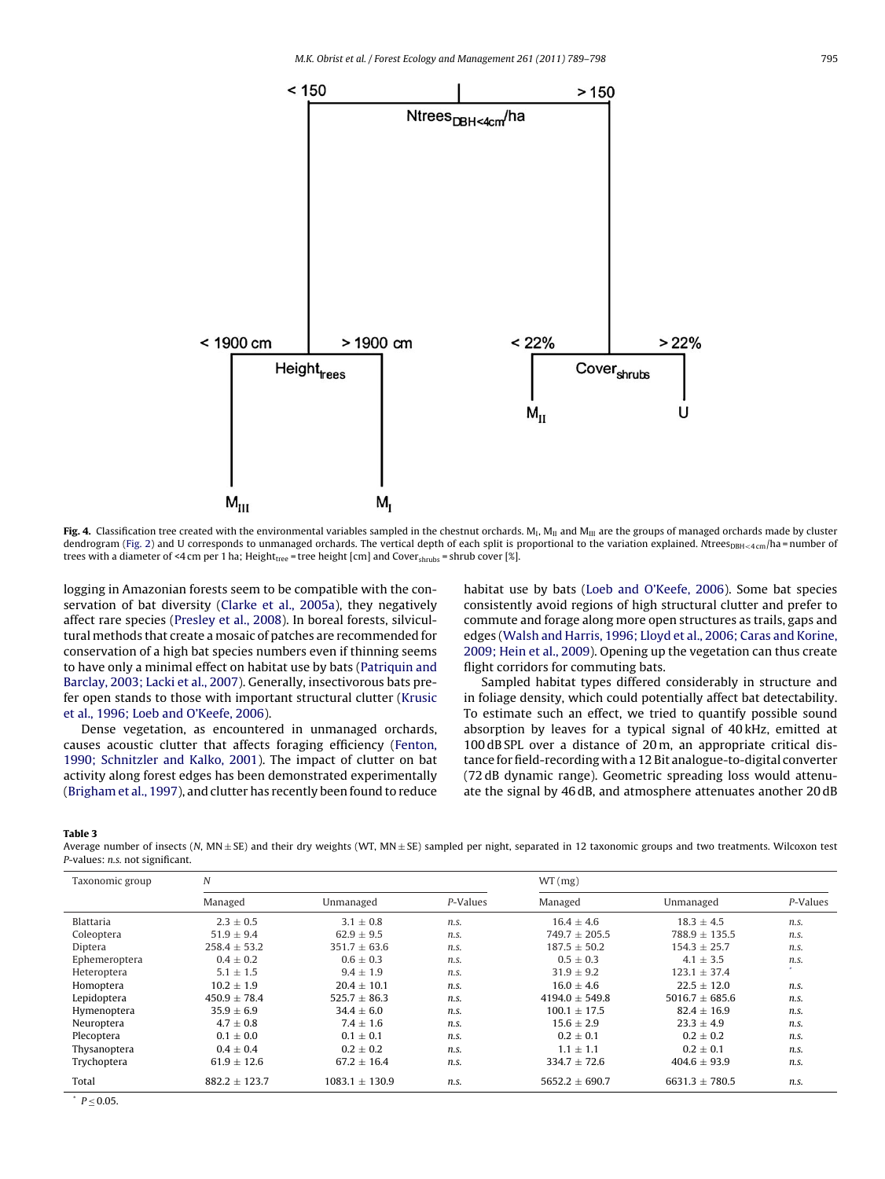Fig. 4. Classification tree created with the environmental variables sampled in the chestnut orchards. $M_I$, $M_{II}$ and $M_{III}$ are the groups of managed orchards made by cluster dendrogram (Fig. 2) and U corresponds to unmanaged orchards. The vertical depth of each split is proportional to the variation explained. $Ntrees_{DBH<4\,cm}$/ha = number of trees with a diameter of <4 cm per 1 ha; $Height_{tree}$ = tree height [cm] and $Cover_{shrubs}$ = shrub cover [%].

logging in Amazonian forests seem to be compatible with the conservation of bat diversity (Clarke et al., 2005a), they negatively affect rare species (Presley et al., 2008). In boreal forests, silvicultural methods that create a mosaic of patches are recommended for conservation of a high bat species numbers even if thinning seems to have only a minimal effect on habitat use by bats (Patriquin and Barclay, 2003; Lacki et al., 2007). Generally, insectivorous bats prefer open stands to those with important structural clutter (Krusic et al., 1996; Loeb and O'Keefe, 2006).

Dense vegetation, as encountered in unmanaged orchards, causes acoustic clutter that affects foraging efficiency (Fenton, 1990; Schnitzler and Kalko, 2001). The impact of clutter on bat activity along forest edges has been demonstrated experimentally (Brigham et al., 1997), and clutter has recently been found to reduce habitat use by bats (Loeb and O'Keefe, 2006). Some bat species consistently avoid regions of high structural clutter and prefer to commute and forage along more open structures as trails, gaps and edges (Walsh and Harris, 1996; Lloyd et al., 2006; Caras and Korine, 2009; Hein et al., 2009). Opening up the vegetation can thus create flight corridors for commuting bats.

Sampled habitat types differed considerably in structure and in foliage density, which could potentially affect bat detectability. To estimate such an effect, we tried to quantify possible sound absorption by leaves for a typical signal of 40 kHz, emitted at 100 dB SPL over a distance of 20 m, an appropriate critical distance for field-recording with a 12 Bit analogue-to-digital converter (72 dB dynamic range). Geometric spreading loss would attenuate the signal by 46 dB, and atmosphere attenuates another 20 dB

**Table 3**
Average number of insects (*N*, MN ± SE) and their dry weights (WT, MN ± SE) sampled per night, separated in 12 taxonomic groups and two treatments. Wilcoxon test *P*-values: *n.s.* not significant.

| Taxonomic group | *N* | | | WT (mg) | | |
|---|---|---|---|---|---|---|
| | Managed | Unmanaged | *P*-Values | Managed | Unmanaged | *P*-Values |
| Blattaria | 2.3 ± 0.5 | 3.1 ± 0.8 | *n.s.* | 16.4 ± 4.6 | 18.3 ± 4.5 | *n.s.* |
| Coleoptera | 51.9 ± 9.4 | 62.9 ± 9.5 | *n.s.* | 749.7 ± 205.5 | 788.9 ± 135.5 | *n.s.* |
| Diptera | 258.4 ± 53.2 | 351.7 ± 63.6 | *n.s.* | 187.5 ± 50.2 | 154.3 ± 25.7 | *n.s.* |
| Ephemeroptera | 0.4 ± 0.2 | 0.6 ± 0.3 | *n.s.* | 0.5 ± 0.3 | 4.1 ± 3.5 | *n.s.* |
| Heteroptera | 5.1 ± 1.5 | 9.4 ± 1.9 | *n.s.* | 31.9 ± 9.2 | 123.1 ± 37.4 | * |
| Homoptera | 10.2 ± 1.9 | 20.4 ± 10.1 | *n.s.* | 16.0 ± 4.6 | 22.5 ± 12.0 | *n.s.* |
| Lepidoptera | 450.9 ± 78.4 | 525.7 ± 86.3 | *n.s.* | 4194.0 ± 549.8 | 5016.7 ± 685.6 | *n.s.* |
| Hymenoptera | 35.9 ± 6.9 | 34.4 ± 6.0 | *n.s.* | 100.1 ± 17.5 | 82.4 ± 16.9 | *n.s.* |
| Neuroptera | 4.7 ± 0.8 | 7.4 ± 1.6 | *n.s.* | 15.6 ± 2.9 | 23.3 ± 4.9 | *n.s.* |
| Plecoptera | 0.1 ± 0.0 | 0.1 ± 0.1 | *n.s.* | 0.2 ± 0.1 | 0.2 ± 0.2 | *n.s.* |
| Thysanoptera | 0.4 ± 0.4 | 0.2 ± 0.2 | *n.s.* | 1.1 ± 1.1 | 0.2 ± 0.1 | *n.s.* |
| Trychoptera | 61.9 ± 12.6 | 67.2 ± 16.4 | *n.s.* | 334.7 ± 72.6 | 404.6 ± 93.9 | *n.s.* |
| Total | 882.2 ± 123.7 | 1083.1 ± 130.9 | *n.s.* | 5652.2 ± 690.7 | 6631.3 ± 780.5 | *n.s.* |

\* $P \leq 0.05$.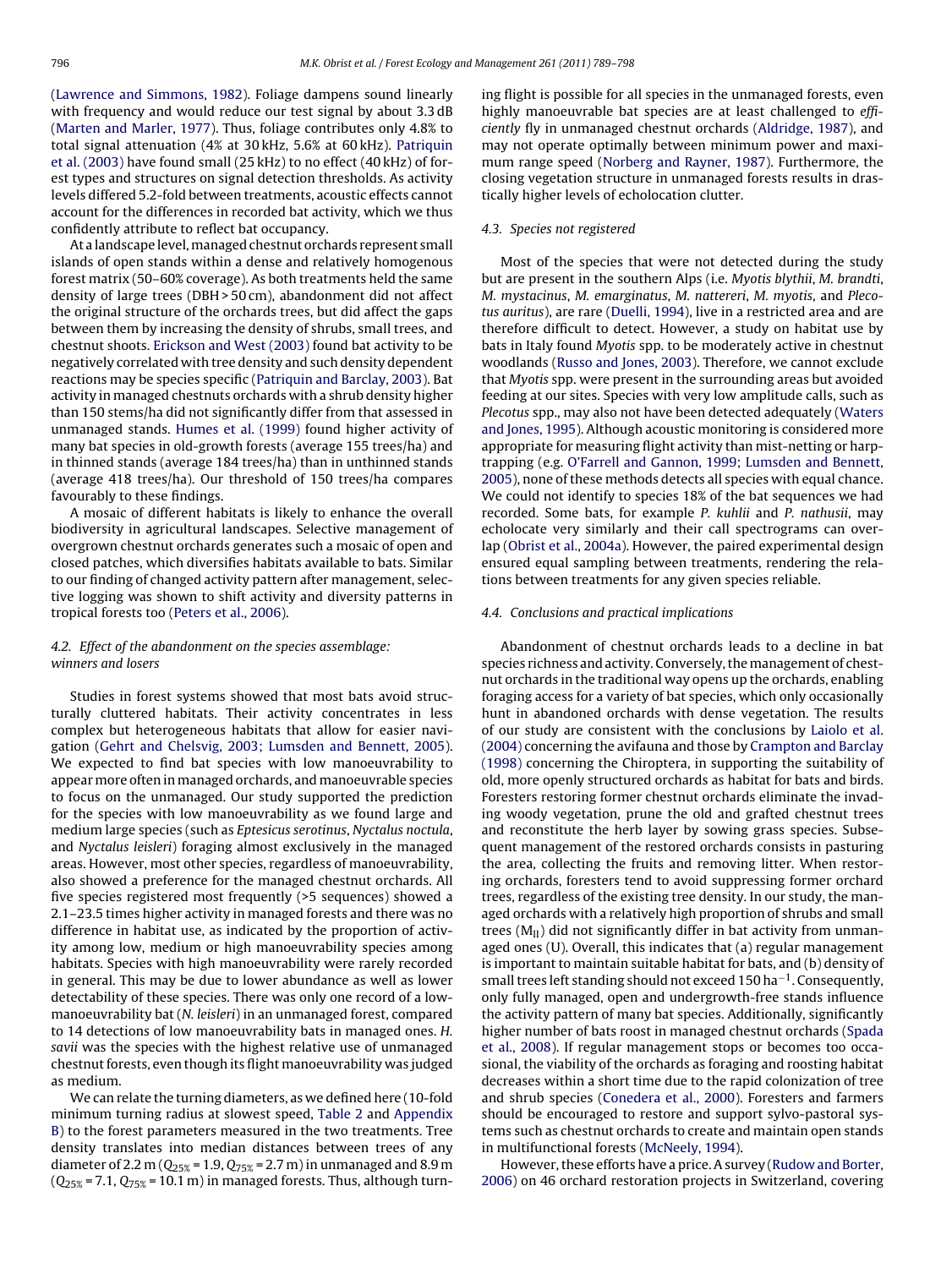(Lawrence and Simmons, 1982). Foliage dampens sound linearly with frequency and would reduce our test signal by about 3.3 dB (Marten and Marler, 1977). Thus, foliage contributes only 4.8% to total signal attenuation (4% at 30 kHz, 5.6% at 60 kHz). Patriquin et al. (2003) have found small (25 kHz) to no effect (40 kHz) of forest types and structures on signal detection thresholds. As activity levels differed 5.2-fold between treatments, acoustic effects cannot account for the differences in recorded bat activity, which we thus confidently attribute to reflect bat occupancy.

At a landscape level, managed chestnut orchards represent small islands of open stands within a dense and relatively homogenous forest matrix (50–60% coverage). As both treatments held the same density of large trees (DBH > 50 cm), abandonment did not affect the original structure of the orchards trees, but did affect the gaps between them by increasing the density of shrubs, small trees, and chestnut shoots. Erickson and West (2003) found bat activity to be negatively correlated with tree density and such density dependent reactions may be species specific (Patriquin and Barclay, 2003). Bat activity in managed chestnuts orchards with a shrub density higher than 150 stems/ha did not significantly differ from that assessed in unmanaged stands. Humes et al. (1999) found higher activity of many bat species in old-growth forests (average 155 trees/ha) and in thinned stands (average 184 trees/ha) than in unthinned stands (average 418 trees/ha). Our threshold of 150 trees/ha compares favourably to these findings.

A mosaic of different habitats is likely to enhance the overall biodiversity in agricultural landscapes. Selective management of overgrown chestnut orchards generates such a mosaic of open and closed patches, which diversifies habitats available to bats. Similar to our finding of changed activity pattern after management, selective logging was shown to shift activity and diversity patterns in tropical forests too (Peters et al., 2006).

### 4.2. Effect of the abandonment on the species assemblage: winners and losers

Studies in forest systems showed that most bats avoid structurally cluttered habitats. Their activity concentrates in less complex but heterogeneous habitats that allow for easier navigation (Gehrt and Chelsvig, 2003; Lumsden and Bennett, 2005). We expected to find bat species with low manoeuvrability to appear more often in managed orchards, and manoeuvrable species to focus on the unmanaged. Our study supported the prediction for the species with low manoeuvrability as we found large and medium large species (such as *Eptesicus serotinus*, *Nyctalus noctula*, and *Nyctalus leisleri*) foraging almost exclusively in the managed areas. However, most other species, regardless of manoeuvrability, also showed a preference for the managed chestnut orchards. All five species registered most frequently (>5 sequences) showed a 2.1–23.5 times higher activity in managed forests and there was no difference in habitat use, as indicated by the proportion of activity among low, medium or high manoeuvrability species among habitats. Species with high manoeuvrability were rarely recorded in general. This may be due to lower abundance as well as lower detectability of these species. There was only one record of a low-manoeuvrability bat (*N. leisleri*) in an unmanaged forest, compared to 14 detections of low manoeuvrability bats in managed ones. *H. savii* was the species with the highest relative use of unmanaged chestnut forests, even though its flight manoeuvrability was judged as medium.

We can relate the turning diameters, as we defined here (10-fold minimum turning radius at slowest speed, Table 2 and Appendix B) to the forest parameters measured in the two treatments. Tree density translates into median distances between trees of any diameter of 2.2 m ($Q_{25\%}$ = 1.9, $Q_{75\%}$ = 2.7 m) in unmanaged and 8.9 m ($Q_{25\%}$ = 7.1, $Q_{75\%}$ = 10.1 m) in managed forests. Thus, although turning flight is possible for all species in the unmanaged forests, even highly manoeuvrable bat species are at least challenged to *efficiently* fly in unmanaged chestnut orchards (Aldridge, 1987), and may not operate optimally between minimum power and maximum range speed (Norberg and Rayner, 1987). Furthermore, the closing vegetation structure in unmanaged forests results in drastically higher levels of echolocation clutter.

### 4.3. Species not registered

Most of the species that were not detected during the study but are present in the southern Alps (i.e. *Myotis blythii*, *M. brandti*, *M. mystacinus*, *M. emarginatus*, *M. nattereri*, *M. myotis*, and *Plecotus auritus*), are rare (Duelli, 1994), live in a restricted area and are therefore difficult to detect. However, a study on habitat use by bats in Italy found *Myotis* spp. to be moderately active in chestnut woodlands (Russo and Jones, 2003). Therefore, we cannot exclude that *Myotis* spp. were present in the surrounding areas but avoided feeding at our sites. Species with very low amplitude calls, such as *Plecotus* spp., may also not have been detected adequately (Waters and Jones, 1995). Although acoustic monitoring is considered more appropriate for measuring flight activity than mist-netting or harp-trapping (e.g. O'Farrell and Gannon, 1999; Lumsden and Bennett, 2005), none of these methods detects all species with equal chance. We could not identify to species 18% of the bat sequences we had recorded. Some bats, for example *P. kuhlii* and *P. nathusii*, may echolocate very similarly and their call spectrograms can overlap (Obrist et al., 2004a). However, the paired experimental design ensured equal sampling between treatments, rendering the relations between treatments for any given species reliable.

### 4.4. Conclusions and practical implications

Abandonment of chestnut orchards leads to a decline in bat species richness and activity. Conversely, the management of chestnut orchards in the traditional way opens up the orchards, enabling foraging access for a variety of bat species, which only occasionally hunt in abandoned orchards with dense vegetation. The results of our study are consistent with the conclusions by Laiolo et al. (2004) concerning the avifauna and those by Crampton and Barclay (1998) concerning the Chiroptera, in supporting the suitability of old, more openly structured orchards as habitat for bats and birds. Foresters restoring former chestnut orchards eliminate the invading woody vegetation, prune the old and grafted chestnut trees and reconstitute the herb layer by sowing grass species. Subsequent management of the restored orchards consists in pasturing the area, collecting the fruits and removing litter. When restoring orchards, foresters tend to avoid suppressing former orchard trees, regardless of the existing tree density. In our study, the managed orchards with a relatively high proportion of shrubs and small trees ($M_{II}$) did not significantly differ in bat activity from unmanaged ones (U). Overall, this indicates that (a) regular management is important to maintain suitable habitat for bats, and (b) density of small trees left standing should not exceed 150 ha$^{-1}$. Consequently, only fully managed, open and undergrowth-free stands influence the activity pattern of many bat species. Additionally, significantly higher number of bats roost in managed chestnut orchards (Spada et al., 2008). If regular management stops or becomes too occasional, the viability of the orchards as foraging and roosting habitat decreases within a short time due to the rapid colonization of tree and shrub species (Conedera et al., 2000). Foresters and farmers should be encouraged to restore and support sylvo-pastoral systems such as chestnut orchards to create and maintain open stands in multifunctional forests (McNeely, 1994).

However, these efforts have a price. A survey (Rudow and Borter, 2006) on 46 orchard restoration projects in Switzerland, covering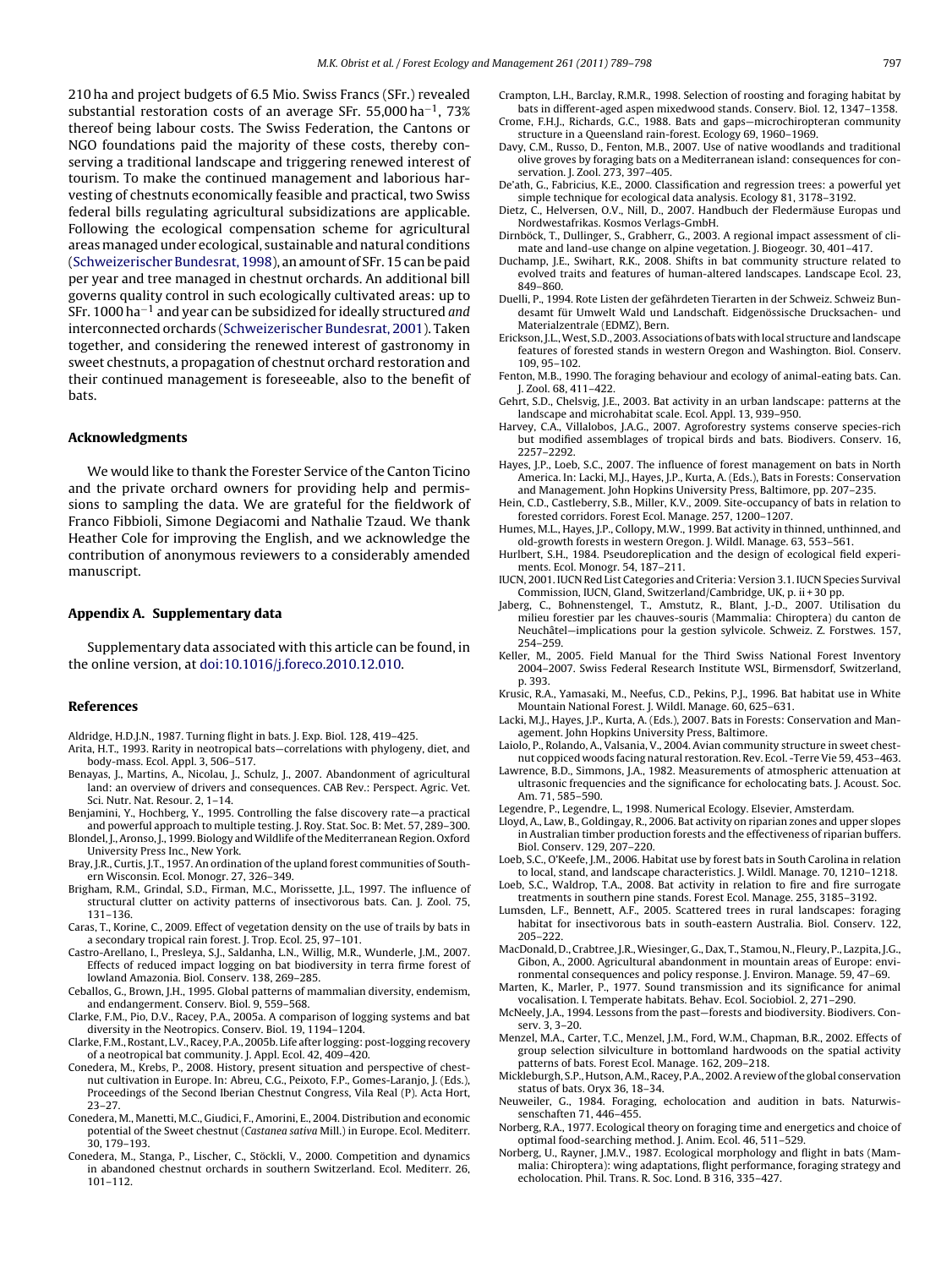210 ha and project budgets of 6.5 Mio. Swiss Francs (SFr.) revealed substantial restoration costs of an average SFr. 55,000 $ha^{-1}$, 73% thereof being labour costs. The Swiss Federation, the Cantons or NGO foundations paid the majority of these costs, thereby conserving a traditional landscape and triggering renewed interest of tourism. To make the continued management and laborious harvesting of chestnuts economically feasible and practical, two Swiss federal bills regulating agricultural subsidizations are applicable. Following the ecological compensation scheme for agricultural areas managed under ecological, sustainable and natural conditions (Schweizerischer Bundesrat, 1998), an amount of SFr. 15 can be paid per year and tree managed in chestnut orchards. An additional bill governs quality control in such ecologically cultivated areas: up to SFr. 1000 $ha^{-1}$ and year can be subsidized for ideally structured *and* interconnected orchards (Schweizerischer Bundesrat, 2001). Taken together, and considering the renewed interest of gastronomy in sweet chestnuts, a propagation of chestnut orchard restoration and their continued management is foreseeable, also to the benefit of bats.

## Acknowledgments

We would like to thank the Forester Service of the Canton Ticino and the private orchard owners for providing help and permissions to sampling the data. We are grateful for the fieldwork of Franco Fibbioli, Simone Degiacomi and Nathalie Tzaud. We thank Heather Cole for improving the English, and we acknowledge the contribution of anonymous reviewers to a considerably amended manuscript.

## Appendix A. Supplementary data

Supplementary data associated with this article can be found, in the online version, at doi:10.1016/j.foreco.2010.12.010.

## References

Aldridge, H.D.J.N., 1987. Turning flight in bats. J. Exp. Biol. 128, 419–425.

Arita, H.T., 1993. Rarity in neotropical bats—correlations with phylogeny, diet, and body-mass. Ecol. Appl. 3, 506–517.

Benayas, J., Martins, A., Nicolau, J., Schulz, J., 2007. Abandonment of agricultural land: an overview of drivers and consequences. CAB Rev.: Perspect. Agric. Vet. Sci. Nutr. Nat. Resour. 2, 1–14.

Benjamini, Y., Hochberg, Y., 1995. Controlling the false discovery rate—a practical and powerful approach to multiple testing. J. Roy. Stat. Soc. B: Met. 57, 289–300.

Blondel, J., Aronso, J., 1999. Biology and Wildlife of the Mediterranean Region. Oxford University Press Inc., New York.

Bray, J.R., Curtis, J.T., 1957. An ordination of the upland forest communities of Southern Wisconsin. Ecol. Monogr. 27, 326–349.

Brigham, R.M., Grindal, S.D., Firman, M.C., Morissette, J.L., 1997. The influence of structural clutter on activity patterns of insectivorous bats. Can. J. Zool. 75, 131–136.

Caras, T., Korine, C., 2009. Effect of vegetation density on the use of trails by bats in a secondary tropical rain forest. J. Trop. Ecol. 25, 97–101.

Castro-Arellano, I., Presleya, S.J., Saldanha, L.N., Willig, M.R., Wunderle, J.M., 2007. Effects of reduced impact logging on bat biodiversity in terra firme forest of lowland Amazonia. Biol. Conserv. 138, 269–285.

Ceballos, G., Brown, J.H., 1995. Global patterns of mammalian diversity, endemism, and endangerment. Conserv. Biol. 9, 559–568.

Clarke, F.M., Pio, D.V., Racey, P.A., 2005a. A comparison of logging systems and bat diversity in the Neotropics. Conserv. Biol. 19, 1194–1204.

Clarke, F.M., Rostant, L.V., Racey, P.A., 2005b. Life after logging: post-logging recovery of a neotropical bat community. J. Appl. Ecol. 42, 409–420.

Conedera, M., Krebs, P., 2008. History, present situation and perspective of chestnut cultivation in Europe. In: Abreu, C.G., Peixoto, F.P., Gomes-Laranjo, J. (Eds.), Proceedings of the Second Iberian Chestnut Congress, Vila Real (P). Acta Hort, 23–27.

Conedera, M., Manetti, M.C., Giudici, F., Amorini, E., 2004. Distribution and economic potential of the Sweet chestnut (*Castanea sativa* Mill.) in Europe. Ecol. Mediterr. 30, 179–193.

Conedera, M., Stanga, P., Lischer, C., Stöckli, V., 2000. Competition and dynamics in abandoned chestnut orchards in southern Switzerland. Ecol. Mediterr. 26, 101–112.

Crampton, L.H., Barclay, R.M.R., 1998. Selection of roosting and foraging habitat by bats in different-aged aspen mixedwood stands. Conserv. Biol. 12, 1347–1358.

Crome, F.H.J., Richards, G.C., 1988. Bats and gaps—microchiropteran community structure in a Queensland rain-forest. Ecology 69, 1960–1969.

Davy, C.M., Russo, D., Fenton, M.B., 2007. Use of native woodlands and traditional olive groves by foraging bats on a Mediterranean island: consequences for conservation. J. Zool. 273, 397–405.

De'ath, G., Fabricius, K.E., 2000. Classification and regression trees: a powerful yet simple technique for ecological data analysis. Ecology 81, 3178–3192.

Dietz, C., Helversen, O.V., Nill, D., 2007. Handbuch der Fledermäuse Europas und Nordwestafrikas. Kosmos Verlags-GmbH.

Dirnböck, T., Dullinger, S., Grabherr, G., 2003. A regional impact assessment of climate and land-use change on alpine vegetation. J. Biogeogr. 30, 401–417.

Duchamp, J.E., Swihart, R.K., 2008. Shifts in bat community structure related to evolved traits and features of human-altered landscapes. Landscape Ecol. 23, 849–860.

Duelli, P., 1994. Rote Listen der gefährdeten Tierarten in der Schweiz. Schweiz Bundesamt für Umwelt Wald und Landschaft. Eidgenössische Drucksachen- und Materialzentrale (EDMZ), Bern.

Erickson, J.L., West, S.D., 2003. Associations of bats with local structure and landscape features of forested stands in western Oregon and Washington. Biol. Conserv. 109, 95–102.

Fenton, M.B., 1990. The foraging behaviour and ecology of animal-eating bats. Can. J. Zool. 68, 411–422.

Gehrt, S.D., Chelsvig, J.E., 2003. Bat activity in an urban landscape: patterns at the landscape and microhabitat scale. Ecol. Appl. 13, 939–950.

Harvey, C.A., Villalobos, J.A.G., 2007. Agroforestry systems conserve species-rich but modified assemblages of tropical birds and bats. Biodivers. Conserv. 16, 2257–2292.

Hayes, J.P., Loeb, S.C., 2007. The influence of forest management on bats in North America. In: Lacki, M.J., Hayes, J.P., Kurta, A. (Eds.), Bats in Forests: Conservation and Management. John Hopkins University Press, Baltimore, pp. 207–235.

Hein, C.D., Castleberry, S.B., Miller, K.V., 2009. Site-occupancy of bats in relation to forested corridors. Forest Ecol. Manage. 257, 1200–1207.

Humes, M.L., Hayes, J.P., Collopy, M.W., 1999. Bat activity in thinned, unthinned, and old-growth forests in western Oregon. J. Wildl. Manage. 63, 553–561.

Hurlbert, S.H., 1984. Pseudoreplication and the design of ecological field experiments. Ecol. Monogr. 54, 187–211.

IUCN, 2001. IUCN Red List Categories and Criteria: Version 3.1. IUCN Species Survival Commission, IUCN, Gland, Switzerland/Cambridge, UK, p. ii + 30 pp.

Jaberg, C., Bohnenstengel, T., Amstutz, R., Blant, J.-D., 2007. Utilisation du milieu forestier par les chauves-souris (Mammalia: Chiroptera) du canton de Neuchâtel—implications pour la gestion sylvicole. Schweiz. Z. Forstwes. 157, 254–259.

Keller, M., 2005. Field Manual for the Third Swiss National Forest Inventory 2004–2007. Swiss Federal Research Institute WSL, Birmensdorf, Switzerland, p. 393.

Krusic, R.A., Yamasaki, M., Neefus, C.D., Pekins, P.J., 1996. Bat habitat use in White Mountain National Forest. J. Wildl. Manage. 60, 625–631.

Lacki, M.J., Hayes, J.P., Kurta, A. (Eds.), 2007. Bats in Forests: Conservation and Management. John Hopkins University Press, Baltimore.

Laiolo, P., Rolando, A., Valsania, V., 2004. Avian community structure in sweet chestnut coppiced woods facing natural restoration. Rev. Ecol. -Terre Vie 59, 453–463.

Lawrence, B.D., Simmons, J.A., 1982. Measurements of atmospheric attenuation at ultrasonic frequencies and the significance for echolocating bats. J. Acoust. Soc. Am. 71, 585–590.

Legendre, P., Legendre, L., 1998. Numerical Ecology. Elsevier, Amsterdam.

Lloyd, A., Law, B., Goldingay, R., 2006. Bat activity on riparian zones and upper slopes in Australian timber production forests and the effectiveness of riparian buffers. Biol. Conserv. 129, 207–220.

Loeb, S.C., O'Keefe, J.M., 2006. Habitat use by forest bats in South Carolina in relation to local, stand, and landscape characteristics. J. Wildl. Manage. 70, 1210–1218.

Loeb, S.C., Waldrop, T.A., 2008. Bat activity in relation to fire and fire surrogate treatments in southern pine stands. Forest Ecol. Manage. 255, 3185–3192.

Lumsden, L.F., Bennett, A.F., 2005. Scattered trees in rural landscapes: foraging habitat for insectivorous bats in south-eastern Australia. Biol. Conserv. 122, 205–222.

MacDonald, D., Crabtree, J.R., Wiesinger, G., Dax, T., Stamou, N., Fleury, P., Lazpita, J.G., Gibon, A., 2000. Agricultural abandonment in mountain areas of Europe: environmental consequences and policy response. J. Environ. Manage. 59, 47–69.

Marten, K., Marler, P., 1977. Sound transmission and its significance for animal vocalisation. I. Temperate habitats. Behav. Ecol. Sociobiol. 2, 271–290.

McNeely, J.A., 1994. Lessons from the past—forests and biodiversity. Biodivers. Conserv. 3, 3–20.

Menzel, M.A., Carter, T.C., Menzel, J.M., Ford, W.M., Chapman, B.R., 2002. Effects of group selection silviculture in bottomland hardwoods on the spatial activity patterns of bats. Forest Ecol. Manage. 162, 209–218.

Mickleburgh, S.P., Hutson, A.M., Racey, P.A., 2002. A review of the global conservation status of bats. Oryx 36, 18–34.

Neuweiler, G., 1984. Foraging, echolocation and audition in bats. Naturwissenschaften 71, 446–455.

Norberg, R.A., 1977. Ecological theory on foraging time and energetics and choice of optimal food-searching method. J. Anim. Ecol. 46, 511–529.

Norberg, U., Rayner, J.M.V., 1987. Ecological morphology and flight in bats (Mammalia: Chiroptera): wing adaptations, flight performance, foraging strategy and echolocation. Phil. Trans. R. Soc. Lond. B 316, 335–427.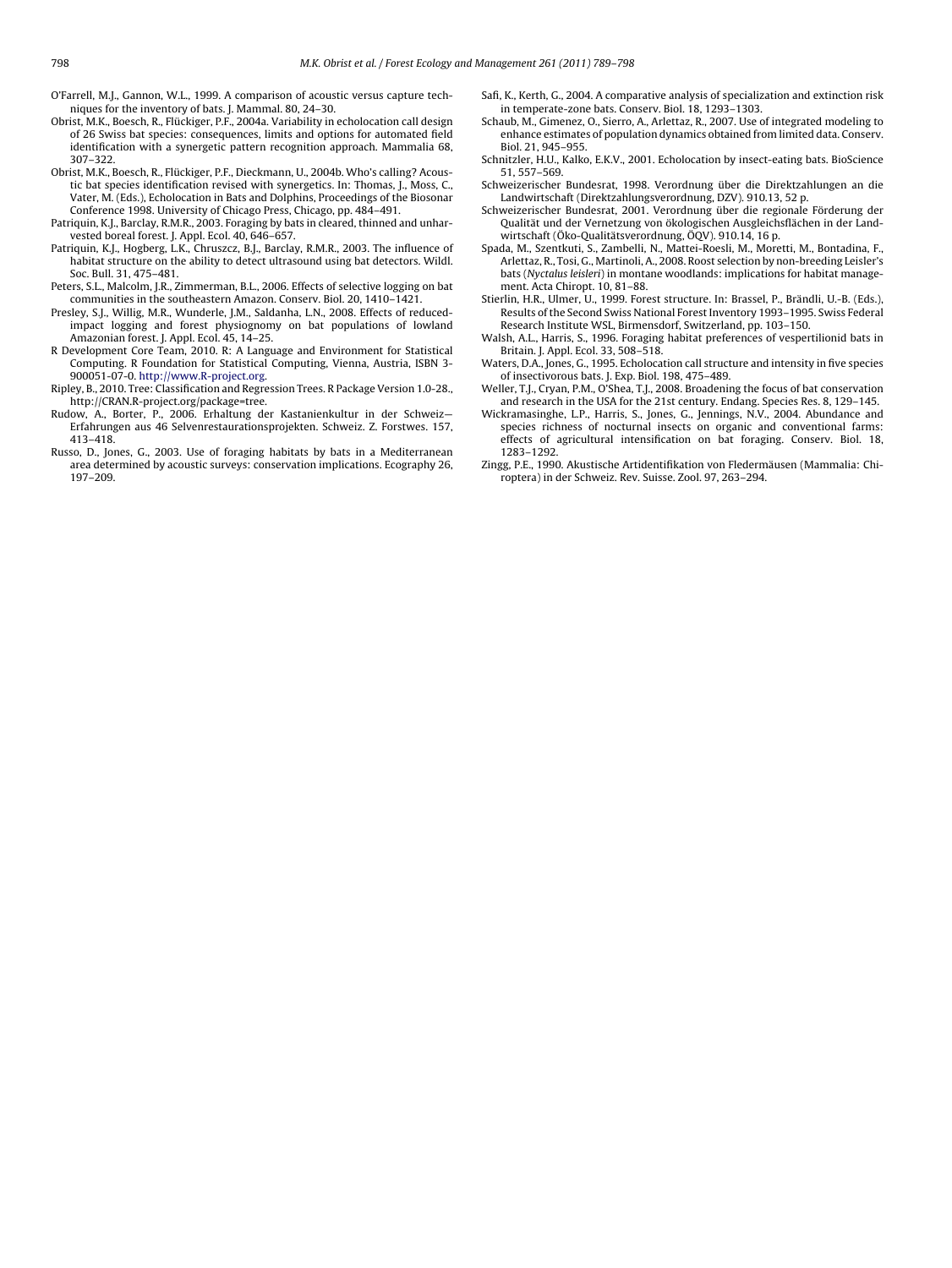O'Farrell, M.J., Gannon, W.L., 1999. A comparison of acoustic versus capture techniques for the inventory of bats. J. Mammal. 80, 24–30.

Obrist, M.K., Boesch, R., Flückiger, P.F., 2004a. Variability in echolocation call design of 26 Swiss bat species: consequences, limits and options for automated field identification with a synergetic pattern recognition approach. Mammalia 68, 307–322.

Obrist, M.K., Boesch, R., Flückiger, P.F., Dieckmann, U., 2004b. Who's calling? Acoustic bat species identification revised with synergetics. In: Thomas, J., Moss, C., Vater, M. (Eds.), Echolocation in Bats and Dolphins, Proceedings of the Biosonar Conference 1998. University of Chicago Press, Chicago, pp. 484–491.

Patriquin, K.J., Barclay, R.M.R., 2003. Foraging by bats in cleared, thinned and unharvested boreal forest. J. Appl. Ecol. 40, 646–657.

Patriquin, K.J., Hogberg, L.K., Chruszcz, B.J., Barclay, R.M.R., 2003. The influence of habitat structure on the ability to detect ultrasound using bat detectors. Wildl. Soc. Bull. 31, 475–481.

Peters, S.L., Malcolm, J.R., Zimmerman, B.L., 2006. Effects of selective logging on bat communities in the southeastern Amazon. Conserv. Biol. 20, 1410–1421.

Presley, S.J., Willig, M.R., Wunderle, J.M., Saldanha, L.N., 2008. Effects of reduced-impact logging and forest physiognomy on bat populations of lowland Amazonian forest. J. Appl. Ecol. 45, 14–25.

R Development Core Team, 2010. R: A Language and Environment for Statistical Computing. R Foundation for Statistical Computing, Vienna, Austria, ISBN 3-900051-07-0. http://www.R-project.org.

Ripley, B., 2010. Tree: Classification and Regression Trees. R Package Version 1.0-28., http://CRAN.R-project.org/package=tree.

Rudow, A., Borter, P., 2006. Erhaltung der Kastanienkultur in der Schweiz—Erfahrungen aus 46 Selvenrestaurationsprojekten. Schweiz. Z. Forstwes. 157, 413–418.

Russo, D., Jones, G., 2003. Use of foraging habitats by bats in a Mediterranean area determined by acoustic surveys: conservation implications. Ecography 26, 197–209.

Safi, K., Kerth, G., 2004. A comparative analysis of specialization and extinction risk in temperate-zone bats. Conserv. Biol. 18, 1293–1303.

Schaub, M., Gimenez, O., Sierro, A., Arlettaz, R., 2007. Use of integrated modeling to enhance estimates of population dynamics obtained from limited data. Conserv. Biol. 21, 945–955.

Schnitzler, H.U., Kalko, E.K.V., 2001. Echolocation by insect-eating bats. BioScience 51, 557–569.

Schweizerischer Bundesrat, 1998. Verordnung über die Direktzahlungen an die Landwirtschaft (Direktzahlungsverordnung, DZV). 910.13, 52 p.

Schweizerischer Bundesrat, 2001. Verordnung über die regionale Förderung der Qualität und der Vernetzung von ökologischen Ausgleichsflächen in der Landwirtschaft (Öko-Qualitätsverordnung, ÖQV). 910.14, 16 p.

Spada, M., Szentkuti, S., Zambelli, N., Mattei-Roesli, M., Moretti, M., Bontadina, F., Arlettaz, R., Tosi, G., Martinoli, A., 2008. Roost selection by non-breeding Leisler's bats (*Nyctalus leisleri*) in montane woodlands: implications for habitat management. Acta Chiropt. 10, 81–88.

Stierlin, H.R., Ulmer, U., 1999. Forest structure. In: Brassel, P., Brändli, U.-B. (Eds.), Results of the Second Swiss National Forest Inventory 1993–1995. Swiss Federal Research Institute WSL, Birmensdorf, Switzerland, pp. 103–150.

Walsh, A.L., Harris, S., 1996. Foraging habitat preferences of vespertilionid bats in Britain. J. Appl. Ecol. 33, 508–518.

Waters, D.A., Jones, G., 1995. Echolocation call structure and intensity in five species of insectivorous bats. J. Exp. Biol. 198, 475–489.

Weller, T.J., Cryan, P.M., O'Shea, T.J., 2008. Broadening the focus of bat conservation and research in the USA for the 21st century. Endang. Species Res. 8, 129–145.

Wickramasinghe, L.P., Harris, S., Jones, G., Jennings, N.V., 2004. Abundance and species richness of nocturnal insects on organic and conventional farms: effects of agricultural intensification on bat foraging. Conserv. Biol. 18, 1283–1292.

Zingg, P.E., 1990. Akustische Artidentifikation von Fledermäusen (Mammalia: Chiroptera) in der Schweiz. Rev. Suisse. Zool. 97, 263–294.